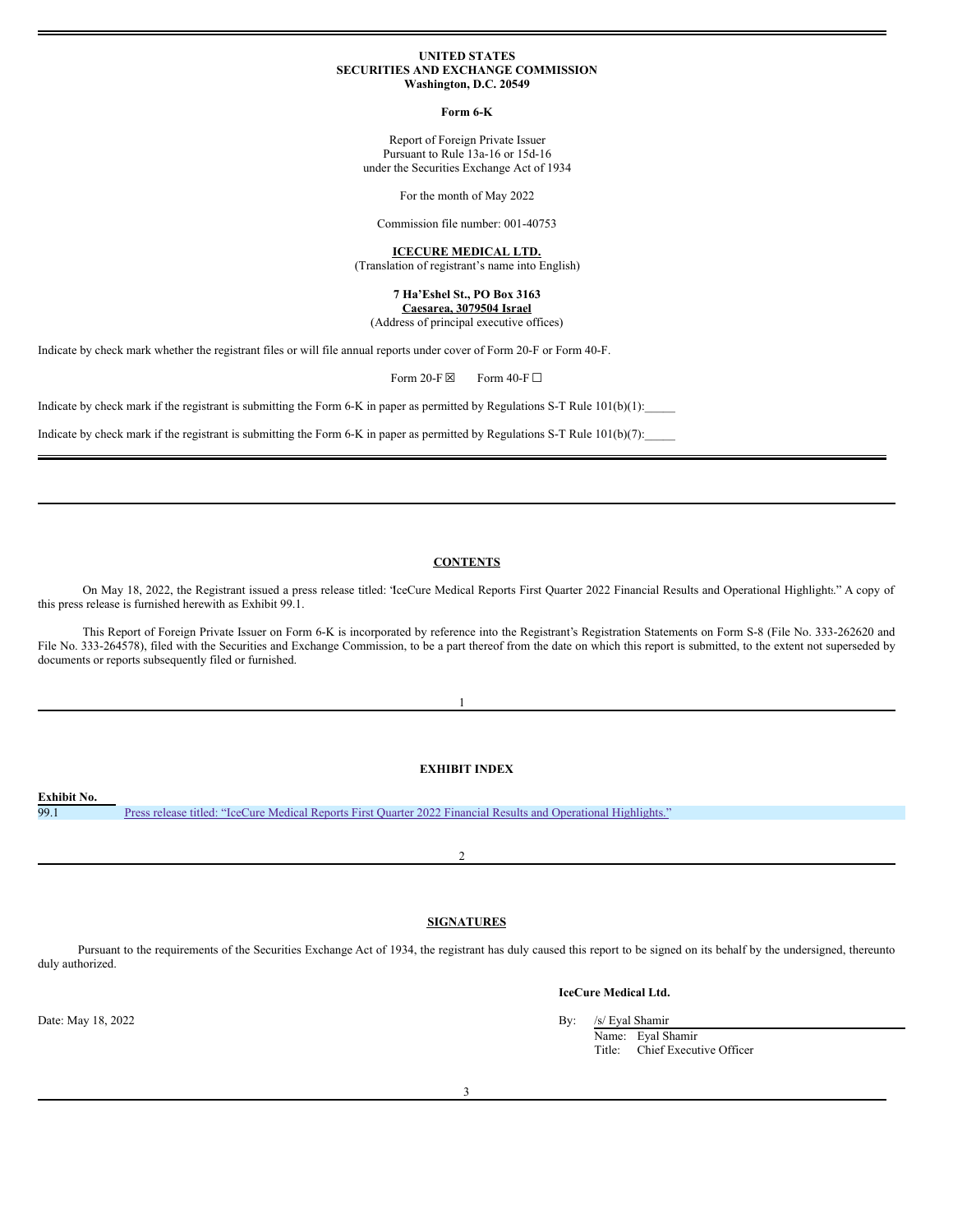**UNITED STATES**
**SECURITIES AND EXCHANGE COMMISSION**
**Washington, D.C. 20549**

**Form 6-K**

Report of Foreign Private Issuer
Pursuant to Rule 13a-16 or 15d-16
under the Securities Exchange Act of 1934

For the month of May 2022

Commission file number: 001-40753

**ICECURE MEDICAL LTD.**
(Translation of registrant's name into English)

**7 Ha'Eshel St., PO Box 3163**
**Caesarea, 3079504 Israel**
(Address of principal executive offices)

Indicate by check mark whether the registrant files or will file annual reports under cover of Form 20-F or Form 40-F.

Form 20-F ☒ Form 40-F ☐

Indicate by check mark if the registrant is submitting the Form 6-K in paper as permitted by Regulations S-T Rule 101(b)(1):_____

Indicate by check mark if the registrant is submitting the Form 6-K in paper as permitted by Regulations S-T Rule 101(b)(7):_____

## CONTENTS

On May 18, 2022, the Registrant issued a press release titled: "IceCure Medical Reports First Quarter 2022 Financial Results and Operational Highlights." A copy of this press release is furnished herewith as Exhibit 99.1.

This Report of Foreign Private Issuer on Form 6-K is incorporated by reference into the Registrant's Registration Statements on Form S-8 (File No. 333-262620 and File No. 333-264578), filed with the Securities and Exchange Commission, to be a part thereof from the date on which this report is submitted, to the extent not superseded by documents or reports subsequently filed or furnished.

## EXHIBIT INDEX

| Exhibit No. | |
|---|---|
| 99.1 | Press release titled: "IceCure Medical Reports First Quarter 2022 Financial Results and Operational Highlights." |

## SIGNATURES

Pursuant to the requirements of the Securities Exchange Act of 1934, the registrant has duly caused this report to be signed on its behalf by the undersigned, thereunto duly authorized.

**IceCure Medical Ltd.**

Date: May 18, 2022

By: /s/ Eyal Shamir
Name: Eyal Shamir
Title: Chief Executive Officer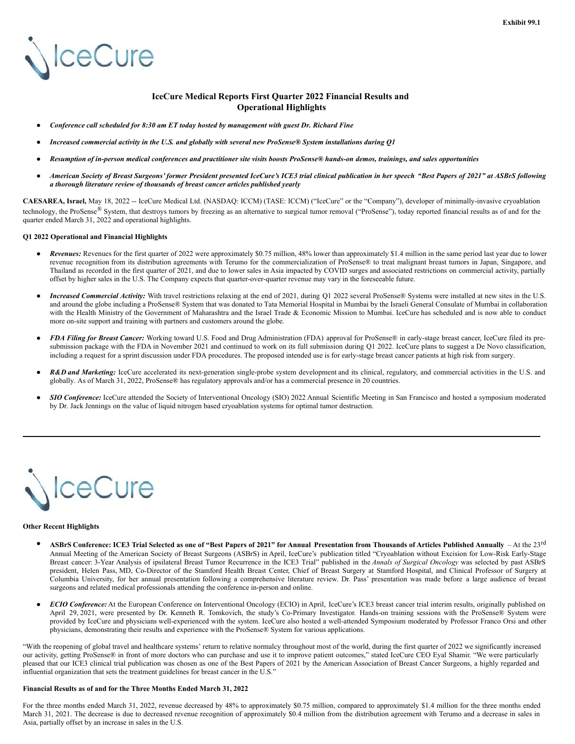Exhibit 99.1

# IceCure Medical Reports First Quarter 2022 Financial Results and Operational Highlights

- ***Conference call scheduled for 8:30 am ET today hosted by management with guest Dr. Richard Fine***
- ***Increased commercial activity in the U.S. and globally with several new ProSense® System installations during Q1***
- ***Resumption of in-person medical conferences and practitioner site visits boosts ProSense® hands-on demos, trainings, and sales opportunities***
- ***American Society of Breast Surgeons' former President presented IceCure's ICE3 trial clinical publication in her speech "Best Papers of 2021" at ASBrS following a thorough literature review of thousands of breast cancer articles published yearly***

**CAESAREA, Israel,** May 18, 2022 -- IceCure Medical Ltd. (NASDAQ: ICCM) (TASE: ICCM) ("IceCure" or the "Company"), developer of minimally-invasive cryoablation technology, the ProSense® System, that destroys tumors by freezing as an alternative to surgical tumor removal ("ProSense"), today reported financial results as of and for the quarter ended March 31, 2022 and operational highlights.

**Q1 2022 Operational and Financial Highlights**

- ***Revenues:*** Revenues for the first quarter of 2022 were approximately $0.75 million, 48% lower than approximately $1.4 million in the same period last year due to lower revenue recognition from its distribution agreements with Terumo for the commercialization of ProSense® to treat malignant breast tumors in Japan, Singapore, and Thailand as recorded in the first quarter of 2021, and due to lower sales in Asia impacted by COVID surges and associated restrictions on commercial activity, partially offset by higher sales in the U.S. The Company expects that quarter-over-quarter revenue may vary in the foreseeable future.
- ***Increased Commercial Activity:*** With travel restrictions relaxing at the end of 2021, during Q1 2022 several ProSense® Systems were installed at new sites in the U.S. and around the globe including a ProSense® System that was donated to Tata Memorial Hospital in Mumbai by the Israeli General Consulate of Mumbai in collaboration with the Health Ministry of the Government of Maharashtra and the Israel Trade & Economic Mission to Mumbai. IceCure has scheduled and is now able to conduct more on-site support and training with partners and customers around the globe.
- ***FDA Filing for Breast Cancer:*** Working toward U.S. Food and Drug Administration (FDA) approval for ProSense® in early-stage breast cancer, IceCure filed its pre-submission package with the FDA in November 2021 and continued to work on its full submission during Q1 2022. IceCure plans to suggest a De Novo classification, including a request for a sprint discussion under FDA procedures. The proposed intended use is for early-stage breast cancer patients at high risk from surgery.
- ***R&D and Marketing:*** IceCure accelerated its next-generation single-probe system development and its clinical, regulatory, and commercial activities in the U.S. and globally. As of March 31, 2022, ProSense® has regulatory approvals and/or has a commercial presence in 20 countries.
- ***SIO Conference:*** IceCure attended the Society of Interventional Oncology (SIO) 2022 Annual Scientific Meeting in San Francisco and hosted a symposium moderated by Dr. Jack Jennings on the value of liquid nitrogen based cryoablation systems for optimal tumor destruction.

**Other Recent Highlights**

- **ASBrS Conference: ICE3 Trial Selected as one of "Best Papers of 2021" for Annual Presentation from Thousands of Articles Published Annually** – At the 23rd Annual Meeting of the American Society of Breast Surgeons (ASBrS) in April, IceCure's publication titled "Cryoablation without Excision for Low-Risk Early-Stage Breast cancer: 3-Year Analysis of ipsilateral Breast Tumor Recurrence in the ICE3 Trial" published in the *Annals of Surgical Oncology* was selected by past ASBrS president, Helen Pass, MD, Co-Director of the Stamford Health Breast Center, Chief of Breast Surgery at Stamford Hospital, and Clinical Professor of Surgery at Columbia University, for her annual presentation following a comprehensive literature review. Dr. Pass' presentation was made before a large audience of breast surgeons and related medical professionals attending the conference in-person and online.
- ***ECIO Conference:*** At the European Conference on Interventional Oncology (ECIO) in April, IceCure's ICE3 breast cancer trial interim results, originally published on April 29, 2021, were presented by Dr. Kenneth R. Tomkovich, the study's Co-Primary Investigator. Hands-on training sessions with the ProSense® System were provided by IceCure and physicians well-experienced with the system. IceCure also hosted a well-attended Symposium moderated by Professor Franco Orsi and other physicians, demonstrating their results and experience with the ProSense® System for various applications.

"With the reopening of global travel and healthcare systems' return to relative normalcy throughout most of the world, during the first quarter of 2022 we significantly increased our activity, getting ProSense® in front of more doctors who can purchase and use it to improve patient outcomes," stated IceCure CEO Eyal Shamir. "We were particularly pleased that our ICE3 clinical trial publication was chosen as one of the Best Papers of 2021 by the American Association of Breast Cancer Surgeons, a highly regarded and influential organization that sets the treatment guidelines for breast cancer in the U.S."

**Financial Results as of and for the Three Months Ended March 31, 2022**

For the three months ended March 31, 2022, revenue decreased by 48% to approximately $0.75 million, compared to approximately $1.4 million for the three months ended March 31, 2021. The decrease is due to decreased revenue recognition of approximately $0.4 million from the distribution agreement with Terumo and a decrease in sales in Asia, partially offset by an increase in sales in the U.S.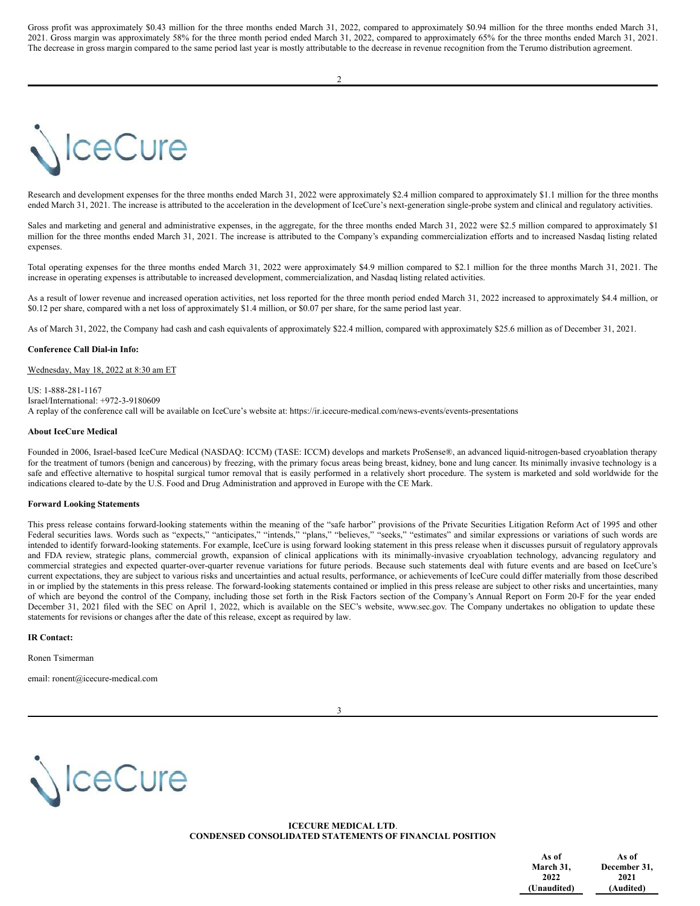Gross profit was approximately $0.43 million for the three months ended March 31, 2022, compared to approximately $0.94 million for the three months ended March 31, 2021. Gross margin was approximately 58% for the three month period ended March 31, 2022, compared to approximately 65% for the three months ended March 31, 2021. The decrease in gross margin compared to the same period last year is mostly attributable to the decrease in revenue recognition from the Terumo distribution agreement.

Research and development expenses for the three months ended March 31, 2022 were approximately $2.4 million compared to approximately $1.1 million for the three months ended March 31, 2021. The increase is attributed to the acceleration in the development of IceCure's next-generation single-probe system and clinical and regulatory activities.

Sales and marketing and general and administrative expenses, in the aggregate, for the three months ended March 31, 2022 were $2.5 million compared to approximately $1 million for the three months ended March 31, 2021. The increase is attributed to the Company's expanding commercialization efforts and to increased Nasdaq listing related expenses.

Total operating expenses for the three months ended March 31, 2022 were approximately $4.9 million compared to $2.1 million for the three months March 31, 2021. The increase in operating expenses is attributable to increased development, commercialization, and Nasdaq listing related activities.

As a result of lower revenue and increased operation activities, net loss reported for the three month period ended March 31, 2022 increased to approximately $4.4 million, or $0.12 per share, compared with a net loss of approximately $1.4 million, or $0.07 per share, for the same period last year.

As of March 31, 2022, the Company had cash and cash equivalents of approximately $22.4 million, compared with approximately $25.6 million as of December 31, 2021.

**Conference Call Dial-in Info:**

Wednesday, May 18, 2022 at 8:30 am ET

US: 1-888-281-1167
Israel/International: +972-3-9180609
A replay of the conference call will be available on IceCure's website at: https://ir.icecure-medical.com/news-events/events-presentations

**About IceCure Medical**

Founded in 2006, Israel-based IceCure Medical (NASDAQ: ICCM) (TASE: ICCM) develops and markets ProSense®, an advanced liquid-nitrogen-based cryoablation therapy for the treatment of tumors (benign and cancerous) by freezing, with the primary focus areas being breast, kidney, bone and lung cancer. Its minimally invasive technology is a safe and effective alternative to hospital surgical tumor removal that is easily performed in a relatively short procedure. The system is marketed and sold worldwide for the indications cleared to-date by the U.S. Food and Drug Administration and approved in Europe with the CE Mark.

**Forward Looking Statements**

This press release contains forward-looking statements within the meaning of the "safe harbor" provisions of the Private Securities Litigation Reform Act of 1995 and other Federal securities laws. Words such as "expects," "anticipates," "intends," "plans," "believes," "seeks," "estimates" and similar expressions or variations of such words are intended to identify forward-looking statements. For example, IceCure is using forward looking statement in this press release when it discusses pursuit of regulatory approvals and FDA review, strategic plans, commercial growth, expansion of clinical applications with its minimally-invasive cryoablation technology, advancing regulatory and commercial strategies and expected quarter-over-quarter revenue variations for future periods. Because such statements deal with future events and are based on IceCure's current expectations, they are subject to various risks and uncertainties and actual results, performance, or achievements of IceCure could differ materially from those described in or implied by the statements in this press release. The forward-looking statements contained or implied in this press release are subject to other risks and uncertainties, many of which are beyond the control of the Company, including those set forth in the Risk Factors section of the Company's Annual Report on Form 20-F for the year ended December 31, 2021 filed with the SEC on April 1, 2022, which is available on the SEC's website, www.sec.gov. The Company undertakes no obligation to update these statements for revisions or changes after the date of this release, except as required by law.

**IR Contact:**

Ronen Tsimerman

email: ronent@icecure-medical.com

**ICECURE MEDICAL LTD.**
**CONDENSED CONSOLIDATED STATEMENTS OF FINANCIAL POSITION**

| | As of March 31, 2022 (Unaudited) | As of December 31, 2021 (Audited) |
|---|---|---|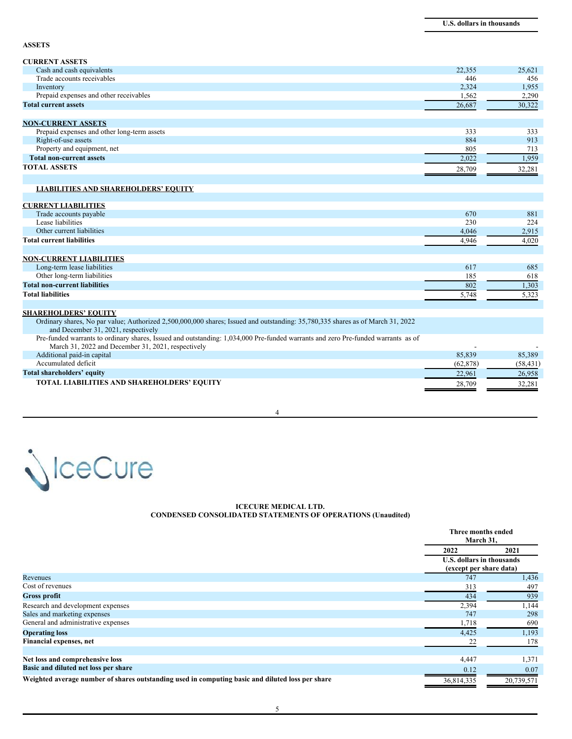| | U.S. dollars in thousands | |
|---|---|---|
| **ASSETS** | | |
| **CURRENT ASSETS** | | |
| Cash and cash equivalents | 22,355 | 25,621 |
| Trade accounts receivables | 446 | 456 |
| Inventory | 2,324 | 1,955 |
| Prepaid expenses and other receivables | 1,562 | 2,290 |
| **Total current assets** | 26,687 | 30,322 |
| **NON-CURRENT ASSETS** | | |
| Prepaid expenses and other long-term assets | 333 | 333 |
| Right-of-use assets | 884 | 913 |
| Property and equipment, net | 805 | 713 |
| **Total non-current assets** | 2,022 | 1,959 |
| **TOTAL ASSETS** | 28,709 | 32,281 |
| **LIABILITIES AND SHAREHOLDERS' EQUITY** | | |
| **CURRENT LIABILITIES** | | |
| Trade accounts payable | 670 | 881 |
| Lease liabilities | 230 | 224 |
| Other current liabilities | 4,046 | 2,915 |
| **Total current liabilities** | 4,946 | 4,020 |
| **NON-CURRENT LIABILITIES** | | |
| Long-term lease liabilities | 617 | 685 |
| Other long-term liabilities | 185 | 618 |
| **Total non-current liabilities** | 802 | 1,303 |
| **Total liabilities** | 5,748 | 5,323 |
| **SHAREHOLDERS' EQUITY** | | |
| Ordinary shares, No par value; Authorized 2,500,000,000 shares; Issued and outstanding: 35,780,335 shares as of March 31, 2022 and December 31, 2021, respectively | | |
| Pre-funded warrants to ordinary shares, Issued and outstanding: 1,034,000 Pre-funded warrants and zero Pre-funded warrants as of March 31, 2022 and December 31, 2021, respectively | - | - |
| Additional paid-in capital | 85,839 | 85,389 |
| Accumulated deficit | (62,878) | (58,431) |
| **Total shareholders' equity** | 22,961 | 26,958 |
| **TOTAL LIABILITIES AND SHAREHOLDERS' EQUITY** | 28,709 | 32,281 |

IceCure

**ICECURE MEDICAL LTD.**
**CONDENSED CONSOLIDATED STATEMENTS OF OPERATIONS (Unaudited)**

| | Three months ended March 31, | |
|---|---|---|
| | 2022 | 2021 |
| | U.S. dollars in thousands (except per share data) | |
| Revenues | 747 | 1,436 |
| Cost of revenues | 313 | 497 |
| **Gross profit** | 434 | 939 |
| Research and development expenses | 2,394 | 1,144 |
| Sales and marketing expenses | 747 | 298 |
| General and administrative expenses | 1,718 | 690 |
| **Operating loss** | 4,425 | 1,193 |
| **Financial expenses, net** | 22 | 178 |
| **Net loss and comprehensive loss** | 4,447 | 1,371 |
| **Basic and diluted net loss per share** | 0.12 | 0.07 |
| **Weighted average number of shares outstanding used in computing basic and diluted loss per share** | 36,814,335 | 20,739,571 |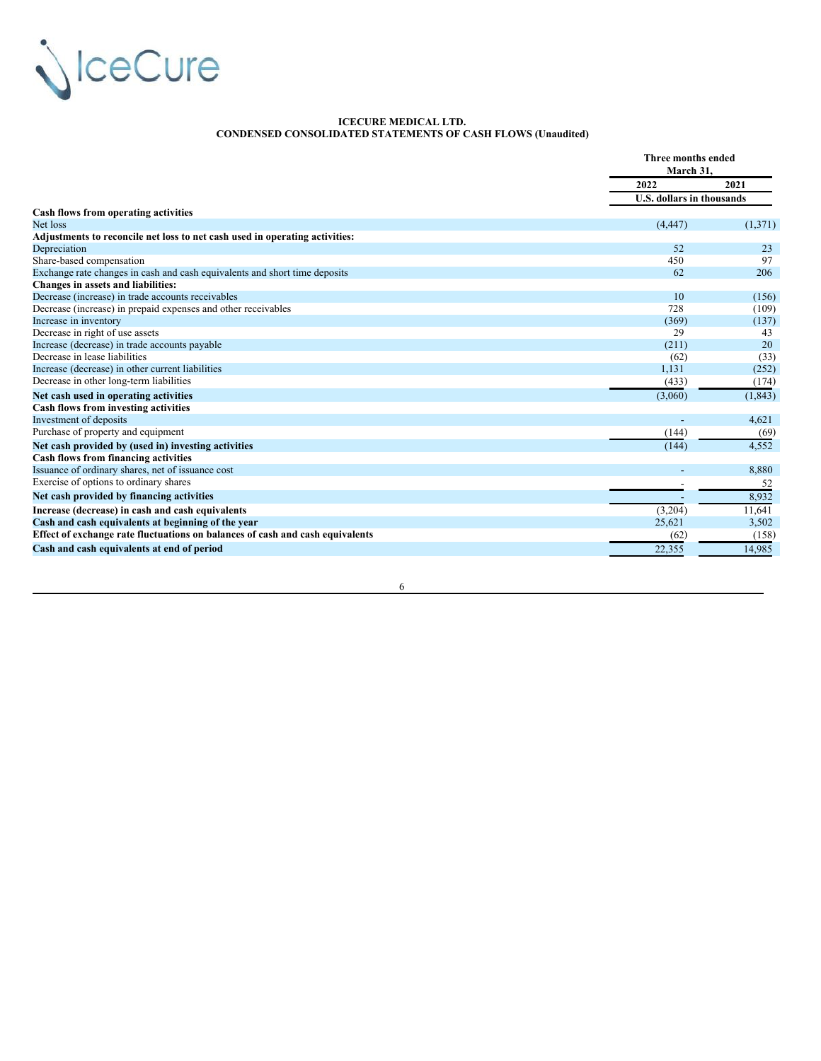**ICECURE MEDICAL LTD.**
**CONDENSED CONSOLIDATED STATEMENTS OF CASH FLOWS (Unaudited)**

| | Three months ended March 31, | |
|---|---|---|
| | 2022 | 2021 |
| | U.S. dollars in thousands | |
| **Cash flows from operating activities** | | |
| Net loss | (4,447) | (1,371) |
| **Adjustments to reconcile net loss to net cash used in operating activities:** | | |
| Depreciation | 52 | 23 |
| Share-based compensation | 450 | 97 |
| Exchange rate changes in cash and cash equivalents and short time deposits | 62 | 206 |
| **Changes in assets and liabilities:** | | |
| Decrease (increase) in trade accounts receivables | 10 | (156) |
| Decrease (increase) in prepaid expenses and other receivables | 728 | (109) |
| Increase in inventory | (369) | (137) |
| Decrease in right of use assets | 29 | 43 |
| Increase (decrease) in trade accounts payable | (211) | 20 |
| Decrease in lease liabilities | (62) | (33) |
| Increase (decrease) in other current liabilities | 1,131 | (252) |
| Decrease in other long-term liabilities | (433) | (174) |
| **Net cash used in operating activities** | (3,060) | (1,843) |
| **Cash flows from investing activities** | | |
| Investment of deposits | - | 4,621 |
| Purchase of property and equipment | (144) | (69) |
| **Net cash provided by (used in) investing activities** | (144) | 4,552 |
| **Cash flows from financing activities** | | |
| Issuance of ordinary shares, net of issuance cost | - | 8,880 |
| Exercise of options to ordinary shares | - | 52 |
| **Net cash provided by financing activities** | - | 8,932 |
| **Increase (decrease) in cash and cash equivalents** | (3,204) | 11,641 |
| **Cash and cash equivalents at beginning of the year** | 25,621 | 3,502 |
| **Effect of exchange rate fluctuations on balances of cash and cash equivalents** | (62) | (158) |
| **Cash and cash equivalents at end of period** | 22,355 | 14,985 |